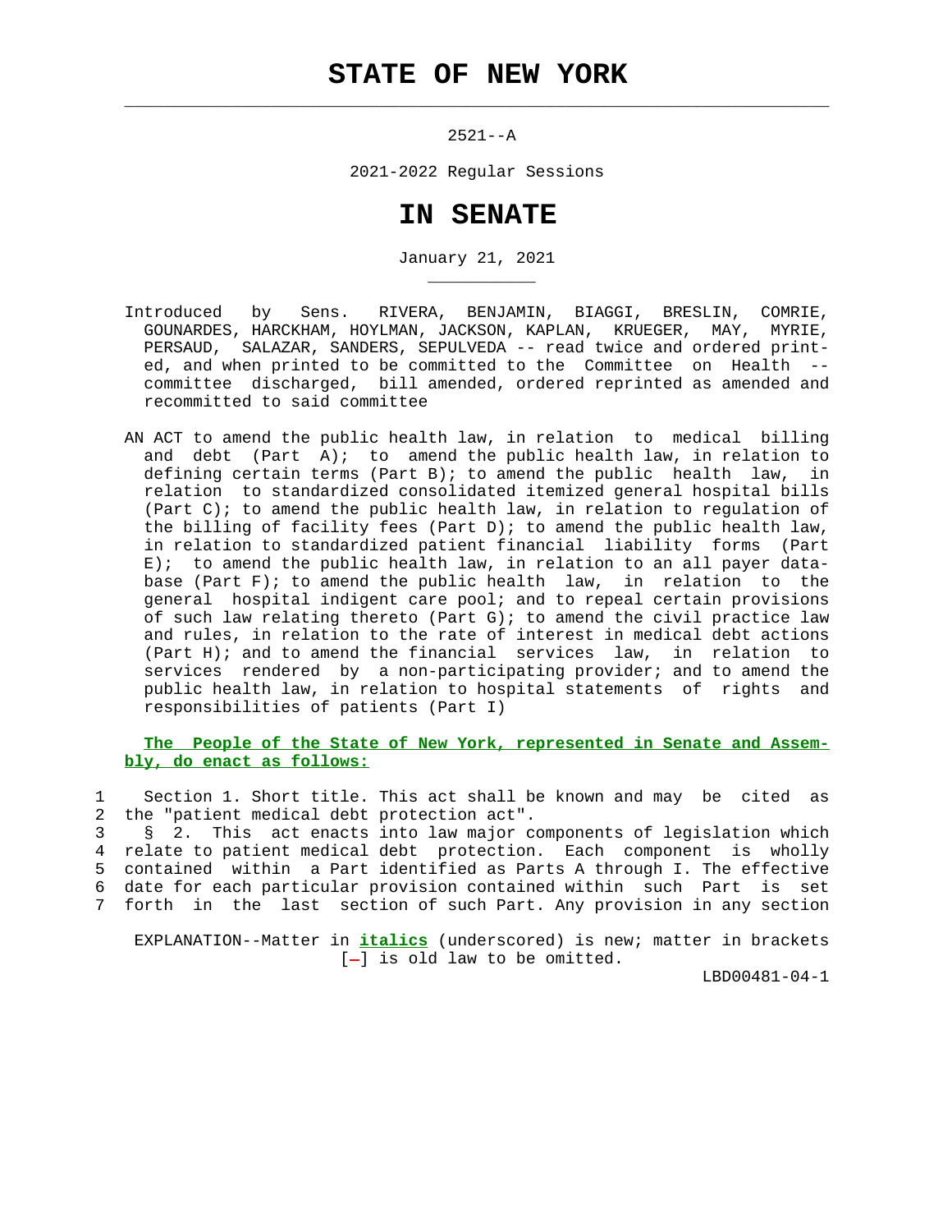# STATE OF NEW YORK

2521--A

2021-2022 Regular Sessions

# IN SENATE

January 21, 2021

Introduced by Sens. RIVERA, BENJAMIN, BIAGGI, BRESLIN, COMRIE, GOUNARDES, HARCKHAM, HOYLMAN, JACKSON, KAPLAN, KRUEGER, MAY, MYRIE, PERSAUD, SALAZAR, SANDERS, SEPULVEDA -- read twice and ordered printed, and when printed to be committed to the Committee on Health -- committee discharged, bill amended, ordered reprinted as amended and recommitted to said committee

AN ACT to amend the public health law, in relation to medical billing and debt (Part A); to amend the public health law, in relation to defining certain terms (Part B); to amend the public health law, in relation to standardized consolidated itemized general hospital bills (Part C); to amend the public health law, in relation to regulation of the billing of facility fees (Part D); to amend the public health law, in relation to standardized patient financial liability forms (Part E); to amend the public health law, in relation to an all payer database (Part F); to amend the public health law, in relation to the general hospital indigent care pool; and to repeal certain provisions of such law relating thereto (Part G); to amend the civil practice law and rules, in relation to the rate of interest in medical debt actions (Part H); and to amend the financial services law, in relation to services rendered by a non-participating provider; and to amend the public health law, in relation to hospital statements of rights and responsibilities of patients (Part I)

**The People of the State of New York, represented in Senate and Assembly, do enact as follows:**

1 Section 1. Short title. This act shall be known and may be cited as
2 the "patient medical debt protection act".
3 § 2. This act enacts into law major components of legislation which
4 relate to patient medical debt protection. Each component is wholly
5 contained within a Part identified as Parts A through I. The effective
6 date for each particular provision contained within such Part is set
7 forth in the last section of such Part. Any provision in any section

EXPLANATION--Matter in ***italics*** (underscored) is new; matter in brackets [-] is old law to be omitted.

LBD00481-04-1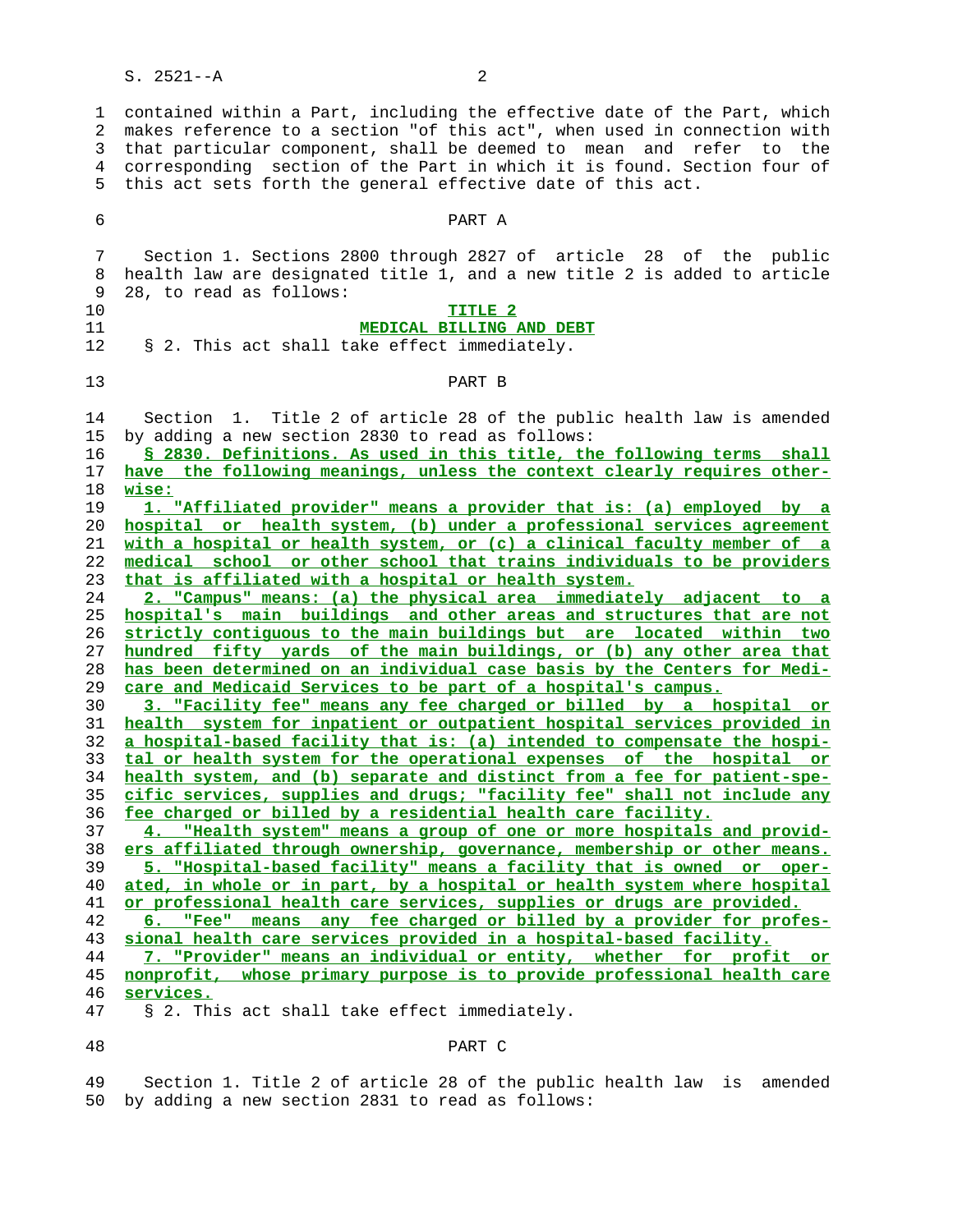contained within a Part, including the effective date of the Part, which makes reference to a section "of this act", when used in connection with that particular component, shall be deemed to mean and refer to the corresponding section of the Part in which it is found. Section four of this act sets forth the general effective date of this act.

PART A

Section 1. Sections 2800 through 2827 of article 28 of the public health law are designated title 1, and a new title 2 is added to article 28, to read as follows:

**TITLE 2**

**MEDICAL BILLING AND DEBT**

§ 2. This act shall take effect immediately.

PART B

Section 1. Title 2 of article 28 of the public health law is amended by adding a new section 2830 to read as follows:

**§ 2830. Definitions. As used in this title, the following terms shall have the following meanings, unless the context clearly requires otherwise:**

**1. "Affiliated provider" means a provider that is: (a) employed by a hospital or health system, (b) under a professional services agreement with a hospital or health system, or (c) a clinical faculty member of a medical school or other school that trains individuals to be providers that is affiliated with a hospital or health system.**

**2. "Campus" means: (a) the physical area immediately adjacent to a hospital's main buildings and other areas and structures that are not strictly contiguous to the main buildings but are located within two hundred fifty yards of the main buildings, or (b) any other area that has been determined on an individual case basis by the Centers for Medicare and Medicaid Services to be part of a hospital's campus.**

**3. "Facility fee" means any fee charged or billed by a hospital or health system for inpatient or outpatient hospital services provided in a hospital-based facility that is: (a) intended to compensate the hospital or health system for the operational expenses of the hospital or health system, and (b) separate and distinct from a fee for patient-specific services, supplies and drugs; "facility fee" shall not include any fee charged or billed by a residential health care facility.**

**4. "Health system" means a group of one or more hospitals and providers affiliated through ownership, governance, membership or other means.**

**5. "Hospital-based facility" means a facility that is owned or operated, in whole or in part, by a hospital or health system where hospital or professional health care services, supplies or drugs are provided.**

**6. "Fee" means any fee charged or billed by a provider for professional health care services provided in a hospital-based facility.**

**7. "Provider" means an individual or entity, whether for profit or nonprofit, whose primary purpose is to provide professional health care services.**

§ 2. This act shall take effect immediately.

PART C

Section 1. Title 2 of article 28 of the public health law is amended by adding a new section 2831 to read as follows: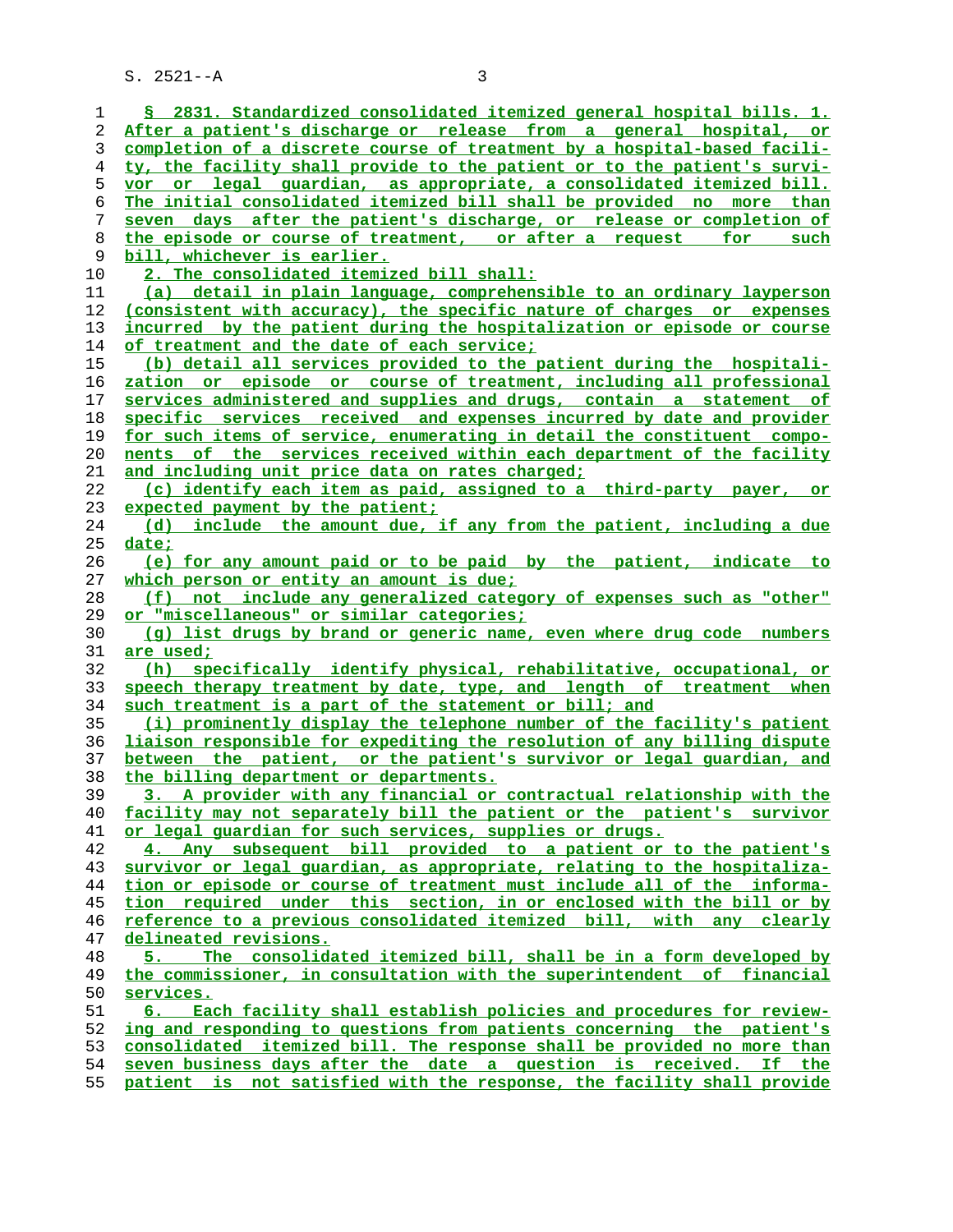§ 2831. Standardized consolidated itemized general hospital bills. 1. After a patient's discharge or release from a general hospital, or completion of a discrete course of treatment by a hospital-based facility, the facility shall provide to the patient or to the patient's survivor or legal guardian, as appropriate, a consolidated itemized bill. The initial consolidated itemized bill shall be provided no more than seven days after the patient's discharge, or release or completion of the episode or course of treatment, or after a request for such bill, whichever is earlier.

2. The consolidated itemized bill shall:

(a) detail in plain language, comprehensible to an ordinary layperson (consistent with accuracy), the specific nature of charges or expenses incurred by the patient during the hospitalization or episode or course of treatment and the date of each service;

(b) detail all services provided to the patient during the hospitalization or episode or course of treatment, including all professional services administered and supplies and drugs, contain a statement of specific services received and expenses incurred by date and provider for such items of service, enumerating in detail the constituent components of the services received within each department of the facility and including unit price data on rates charged;

(c) identify each item as paid, assigned to a third-party payer, or expected payment by the patient;

(d) include the amount due, if any from the patient, including a due date;

(e) for any amount paid or to be paid by the patient, indicate to which person or entity an amount is due;

(f) not include any generalized category of expenses such as "other" or "miscellaneous" or similar categories;

(g) list drugs by brand or generic name, even where drug code numbers are used;

(h) specifically identify physical, rehabilitative, occupational, or speech therapy treatment by date, type, and length of treatment when such treatment is a part of the statement or bill; and

(i) prominently display the telephone number of the facility's patient liaison responsible for expediting the resolution of any billing dispute between the patient, or the patient's survivor or legal guardian, and the billing department or departments.

3. A provider with any financial or contractual relationship with the facility may not separately bill the patient or the patient's survivor or legal guardian for such services, supplies or drugs.

4. Any subsequent bill provided to a patient or to the patient's survivor or legal guardian, as appropriate, relating to the hospitalization or episode or course of treatment must include all of the information required under this section, in or enclosed with the bill or by reference to a previous consolidated itemized bill, with any clearly delineated revisions.

5. The consolidated itemized bill, shall be in a form developed by the commissioner, in consultation with the superintendent of financial services.

6. Each facility shall establish policies and procedures for reviewing and responding to questions from patients concerning the patient's consolidated itemized bill. The response shall be provided no more than seven business days after the date a question is received. If the patient is not satisfied with the response, the facility shall provide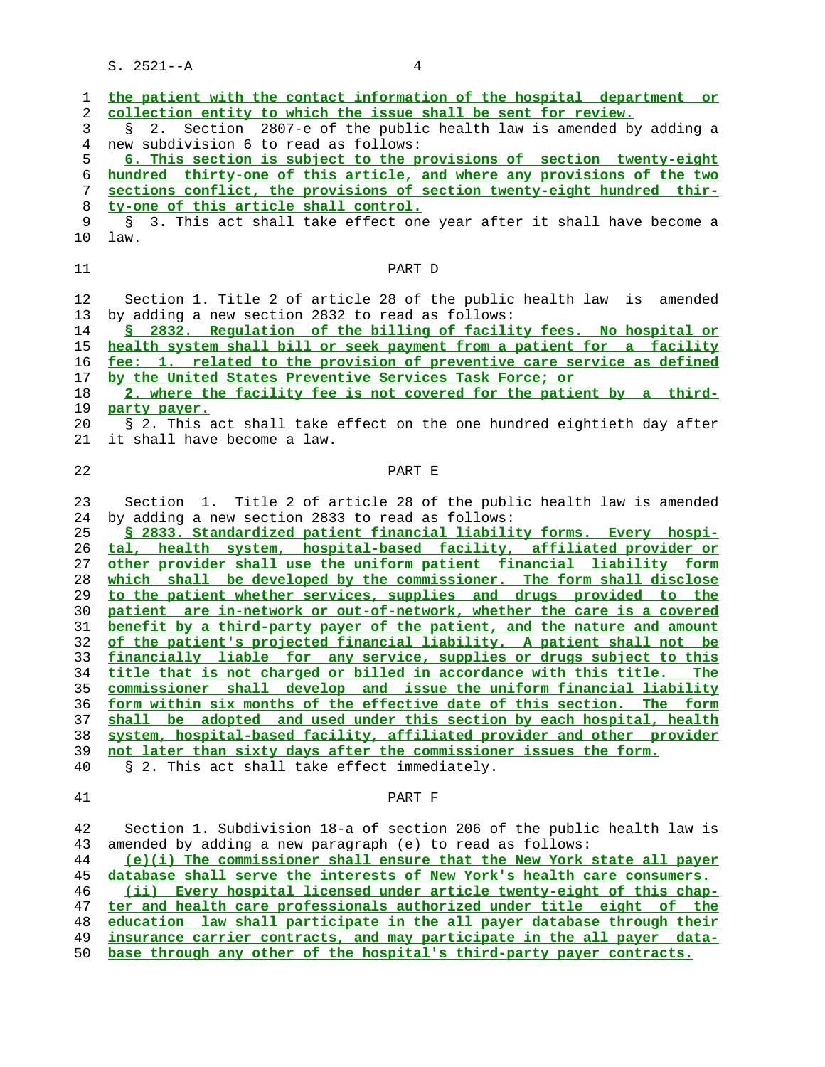the patient with the contact information of the hospital department or collection entity to which the issue shall be sent for review.

§ 2. Section 2807-e of the public health law is amended by adding a new subdivision 6 to read as follows:

6. This section is subject to the provisions of section twenty-eight hundred thirty-one of this article, and where any provisions of the two sections conflict, the provisions of section twenty-eight hundred thirty-one of this article shall control.

§ 3. This act shall take effect one year after it shall have become a law.

## PART D

Section 1. Title 2 of article 28 of the public health law is amended by adding a new section 2832 to read as follows:

§ 2832. Regulation of the billing of facility fees. No hospital or health system shall bill or seek payment from a patient for a facility fee: 1. related to the provision of preventive care service as defined by the United States Preventive Services Task Force; or

2. where the facility fee is not covered for the patient by a third-party payer.

§ 2. This act shall take effect on the one hundred eightieth day after it shall have become a law.

## PART E

Section 1. Title 2 of article 28 of the public health law is amended by adding a new section 2833 to read as follows:

§ 2833. Standardized patient financial liability forms. Every hospital, health system, hospital-based facility, affiliated provider or other provider shall use the uniform patient financial liability form which shall be developed by the commissioner. The form shall disclose to the patient whether services, supplies and drugs provided to the patient are in-network or out-of-network, whether the care is a covered benefit by a third-party payer of the patient, and the nature and amount of the patient's projected financial liability. A patient shall not be financially liable for any service, supplies or drugs subject to this title that is not charged or billed in accordance with this title. The commissioner shall develop and issue the uniform financial liability form within six months of the effective date of this section. The form shall be adopted and used under this section by each hospital, health system, hospital-based facility, affiliated provider and other provider not later than sixty days after the commissioner issues the form.

§ 2. This act shall take effect immediately.

## PART F

Section 1. Subdivision 18-a of section 206 of the public health law is amended by adding a new paragraph (e) to read as follows:

(e)(i) The commissioner shall ensure that the New York state all payer database shall serve the interests of New York's health care consumers.

(ii) Every hospital licensed under article twenty-eight of this chapter and health care professionals authorized under title eight of the education law shall participate in the all payer database through their insurance carrier contracts, and may participate in the all payer database through any other of the hospital's third-party payer contracts.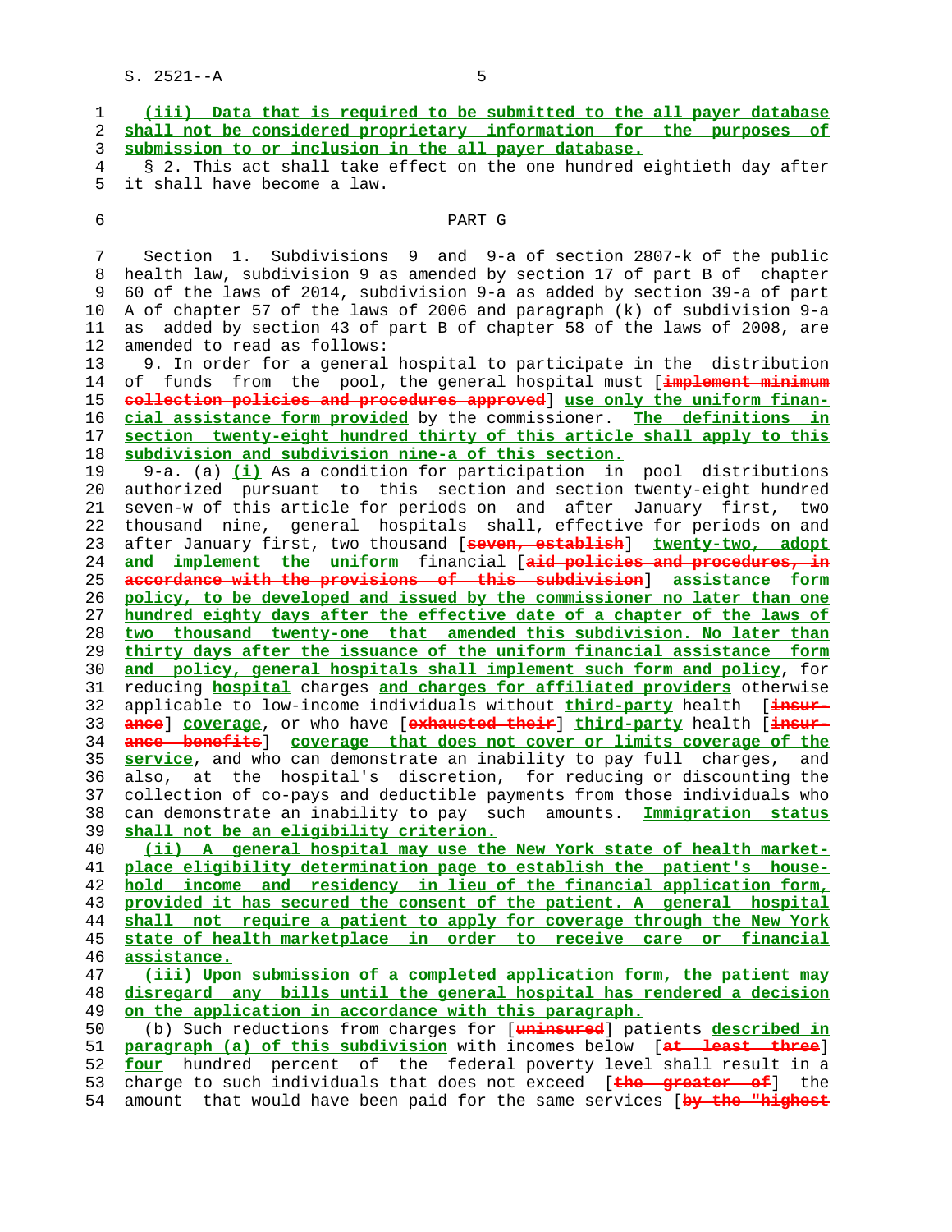(iii) Data that is required to be submitted to the all payer database shall not be considered proprietary information for the purposes of submission to or inclusion in the all payer database.

§ 2. This act shall take effect on the one hundred eightieth day after it shall have become a law.

PART G

Section 1. Subdivisions 9 and 9-a of section 2807-k of the public health law, subdivision 9 as amended by section 17 of part B of chapter 60 of the laws of 2014, subdivision 9-a as added by section 39-a of part A of chapter 57 of the laws of 2006 and paragraph (k) of subdivision 9-a as added by section 43 of part B of chapter 58 of the laws of 2008, are amended to read as follows:

9. In order for a general hospital to participate in the distribution of funds from the pool, the general hospital must [~~implement minimum collection policies and procedures approved~~] use only the uniform financial assistance form provided by the commissioner. The definitions in section twenty-eight hundred thirty of this article shall apply to this subdivision and subdivision nine-a of this section.

9-a. (a) (i) As a condition for participation in pool distributions authorized pursuant to this section and section twenty-eight hundred seven-w of this article for periods on and after January first, two thousand nine, general hospitals shall, effective for periods on and after January first, two thousand [~~seven, establish~~] twenty-two, adopt and implement the uniform financial [~~aid policies and procedures, in accordance with the provisions of this subdivision~~] assistance form policy, to be developed and issued by the commissioner no later than one hundred eighty days after the effective date of a chapter of the laws of two thousand twenty-one that amended this subdivision. No later than thirty days after the issuance of the uniform financial assistance form and policy, general hospitals shall implement such form and policy, for reducing hospital charges and charges for affiliated providers otherwise applicable to low-income individuals without third-party health [~~insurance~~] coverage, or who have [~~exhausted their~~] third-party health [~~insurance benefits~~] coverage that does not cover or limits coverage of the service, and who can demonstrate an inability to pay full charges, and also, at the hospital's discretion, for reducing or discounting the collection of co-pays and deductible payments from those individuals who can demonstrate an inability to pay such amounts. Immigration status shall not be an eligibility criterion.

(ii) A general hospital may use the New York state of health marketplace eligibility determination page to establish the patient's household income and residency in lieu of the financial application form, provided it has secured the consent of the patient. A general hospital shall not require a patient to apply for coverage through the New York state of health marketplace in order to receive care or financial assistance.

(iii) Upon submission of a completed application form, the patient may disregard any bills until the general hospital has rendered a decision on the application in accordance with this paragraph.

(b) Such reductions from charges for [~~uninsured~~] patients described in paragraph (a) of this subdivision with incomes below [~~at least three~~] four hundred percent of the federal poverty level shall result in a charge to such individuals that does not exceed [~~the greater of~~] the amount that would have been paid for the same services [~~by the "highest~~]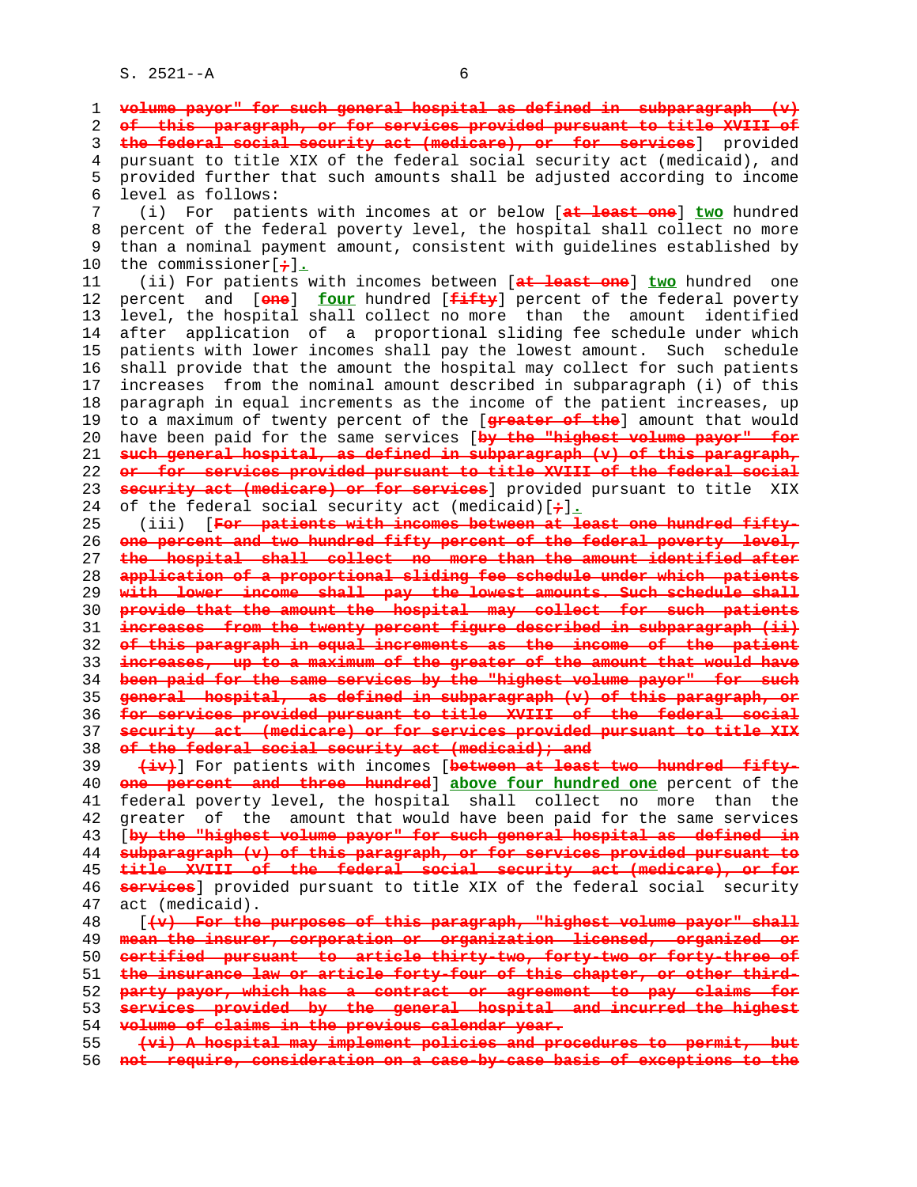~~volume payor" for such general hospital as defined in subparagraph (v) of this paragraph, or for services provided pursuant to title XVIII of the federal social security act (medicare), or for services~~] provided pursuant to title XIX of the federal social security act (medicaid), and provided further that such amounts shall be adjusted according to income level as follows:

(i) For patients with incomes at or below [~~at least one~~] **two** hundred percent of the federal poverty level, the hospital shall collect no more than a nominal payment amount, consistent with guidelines established by the commissioner[~~;~~]**.**

(ii) For patients with incomes between [~~at least one~~] **two** hundred one percent and [~~one~~] **four** hundred [~~fifty~~] percent of the federal poverty level, the hospital shall collect no more than the amount identified after application of a proportional sliding fee schedule under which patients with lower incomes shall pay the lowest amount. Such schedule shall provide that the amount the hospital may collect for such patients increases from the nominal amount described in subparagraph (i) of this paragraph in equal increments as the income of the patient increases, up to a maximum of twenty percent of the [~~greater of the~~] amount that would have been paid for the same services [~~by the "highest volume payor" for such general hospital, as defined in subparagraph (v) of this paragraph, or for services provided pursuant to title XVIII of the federal social security act (medicare) or for services~~] provided pursuant to title XIX of the federal social security act (medicaid)[~~;~~]**.**

(iii) [~~For patients with incomes between at least one hundred fifty-one percent and two hundred fifty percent of the federal poverty level, the hospital shall collect no more than the amount identified after application of a proportional sliding fee schedule under which patients with lower income shall pay the lowest amounts. Such schedule shall provide that the amount the hospital may collect for such patients increases from the twenty percent figure described in subparagraph (ii) of this paragraph in equal increments as the income of the patient increases, up to a maximum of the greater of the amount that would have been paid for the same services by the "highest volume payor" for such general hospital, as defined in subparagraph (v) of this paragraph, or for services provided pursuant to title XVIII of the federal social security act (medicare) or for services provided pursuant to title XIX of the federal social security act (medicaid); and~~

~~(iv)~~] For patients with incomes [~~between at least two hundred fifty-one percent and three hundred~~] **above four hundred one** percent of the federal poverty level, the hospital shall collect no more than the greater of the amount that would have been paid for the same services [~~by the "highest volume payor" for such general hospital as defined in subparagraph (v) of this paragraph, or for services provided pursuant to title XVIII of the federal social security act (medicare), or for services~~] provided pursuant to title XIX of the federal social security act (medicaid).

[~~(v) For the purposes of this paragraph, "highest volume payor" shall mean the insurer, corporation or organization licensed, organized or certified pursuant to article thirty-two, forty-two or forty-three of the insurance law or article forty-four of this chapter, or other third-party payor, which has a contract or agreement to pay claims for services provided by the general hospital and incurred the highest volume of claims in the previous calendar year.~~

~~(vi) A hospital may implement policies and procedures to permit, but not require, consideration on a case-by-case basis of exceptions to the~~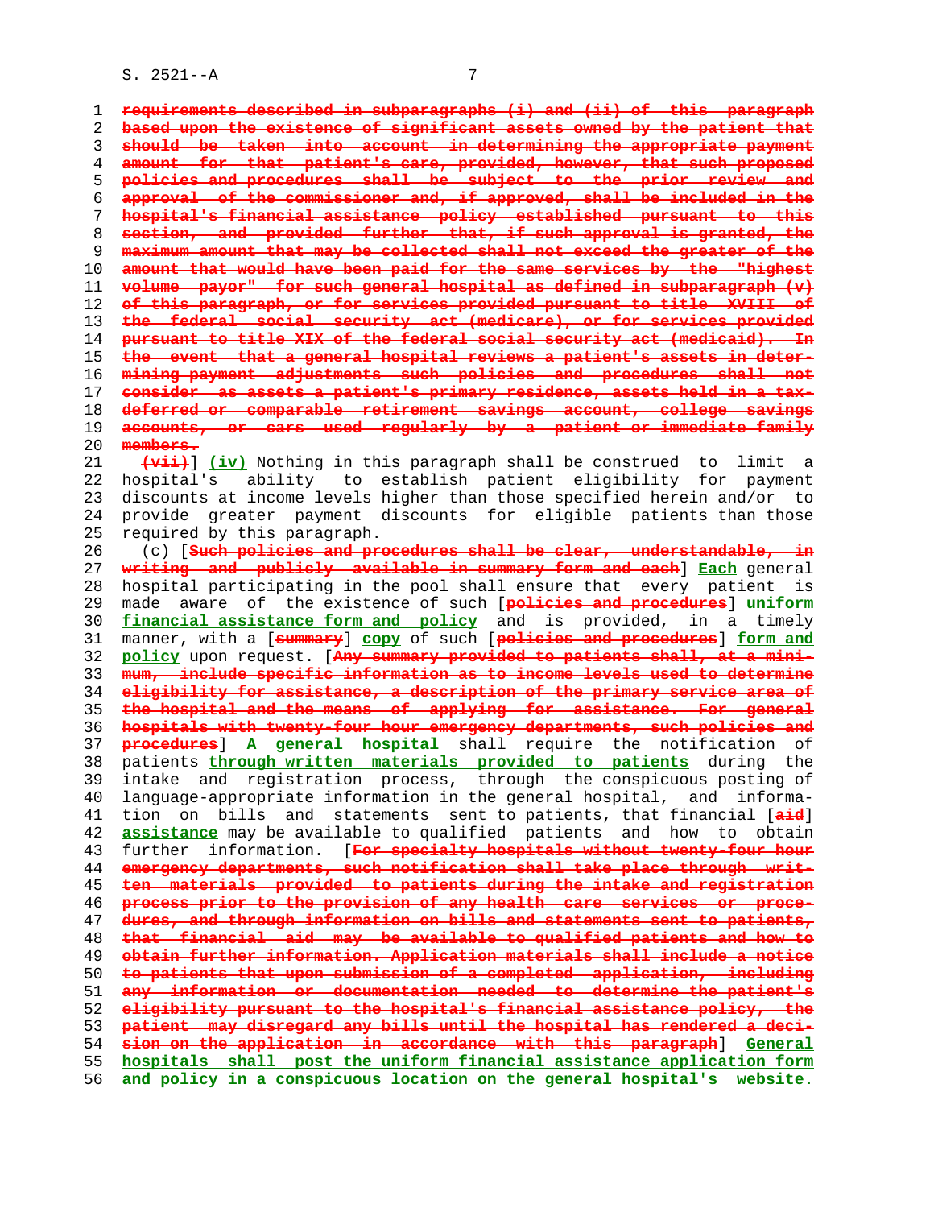requirements described in subparagraphs (i) and (ii) of this paragraph based upon the existence of significant assets owned by the patient that should be taken into account in determining the appropriate payment amount for that patient's care, provided, however, that such proposed policies and procedures shall be subject to the prior review and approval of the commissioner and, if approved, shall be included in the hospital's financial assistance policy established pursuant to this section, and provided further that, if such approval is granted, the maximum amount that may be collected shall not exceed the greater of the amount that would have been paid for the same services by the "highest volume payor" for such general hospital as defined in subparagraph (v) of this paragraph, or for services provided pursuant to title XVIII of the federal social security act (medicare), or for services provided pursuant to title XIX of the federal social security act (medicaid). In the event that a general hospital reviews a patient's assets in determining payment adjustments such policies and procedures shall not consider as assets a patient's primary residence, assets held in a tax-deferred or comparable retirement savings account, college savings accounts, or cars used regularly by a patient or immediate family members.

[(vii)] **(iv)** Nothing in this paragraph shall be construed to limit a hospital's ability to establish patient eligibility for payment discounts at income levels higher than those specified herein and/or to provide greater payment discounts for eligible patients than those required by this paragraph.

(c) [Such policies and procedures shall be clear, understandable, in writing and publicly available in summary form and each] **Each** general hospital participating in the pool shall ensure that every patient is made aware of the existence of such [policies and procedures] **uniform financial assistance form and policy** and is provided, in a timely manner, with a [summary] **copy** of such [policies and procedures] **form and policy** upon request. [Any summary provided to patients shall, at a minimum, include specific information as to income levels used to determine eligibility for assistance, a description of the primary service area of the hospital and the means of applying for assistance. For general hospitals with twenty-four hour emergency departments, such policies and procedures] **A general hospital** shall require the notification of patients **through written materials provided to patients** during the intake and registration process, through the conspicuous posting of language-appropriate information in the general hospital, and information on bills and statements sent to patients, that financial [aid] **assistance** may be available to qualified patients and how to obtain further information. [For specialty hospitals without twenty-four hour emergency departments, such notification shall take place through written materials provided to patients during the intake and registration process prior to the provision of any health care services or procedures, and through information on bills and statements sent to patients, that financial aid may be available to qualified patients and how to obtain further information. Application materials shall include a notice to patients that upon submission of a completed application, including any information or documentation needed to determine the patient's eligibility pursuant to the hospital's financial assistance policy, the patient may disregard any bills until the hospital has rendered a decision on the application in accordance with this paragraph] **General hospitals shall post the uniform financial assistance application form and policy in a conspicuous location on the general hospital's website.**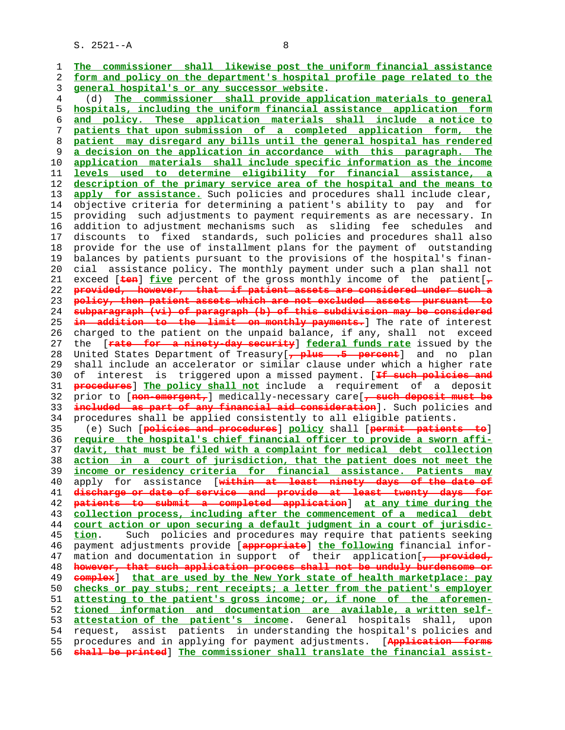The commissioner shall likewise post the uniform financial assistance form and policy on the department's hospital profile page related to the general hospital's or any successor website.

(d) The commissioner shall provide application materials to general hospitals, including the uniform financial assistance application form and policy. These application materials shall include a notice to patients that upon submission of a completed application form, the patient may disregard any bills until the general hospital has rendered a decision on the application in accordance with this paragraph. The application materials shall include specific information as the income levels used to determine eligibility for financial assistance, a description of the primary service area of the hospital and the means to apply for assistance. Such policies and procedures shall include clear, objective criteria for determining a patient's ability to pay and for providing such adjustments to payment requirements as are necessary. In addition to adjustment mechanisms such as sliding fee schedules and discounts to fixed standards, such policies and procedures shall also provide for the use of installment plans for the payment of outstanding balances by patients pursuant to the provisions of the hospital's financial assistance policy. The monthly payment under such a plan shall not exceed [~~ten~~] five percent of the gross monthly income of the patient[~~, provided, however, that if patient assets are considered under such a policy, then patient assets which are not excluded assets pursuant to subparagraph (vi) of paragraph (b) of this subdivision may be considered in addition to the limit on monthly payments.~~] The rate of interest charged to the patient on the unpaid balance, if any, shall not exceed the [~~rate for a ninety-day security~~] federal funds rate issued by the United States Department of Treasury[~~, plus .5 percent~~] and no plan shall include an accelerator or similar clause under which a higher rate of interest is triggered upon a missed payment. [~~If such policies and procedures~~] The policy shall not include a requirement of a deposit prior to [~~non-emergent,~~] medically-necessary care[~~, such deposit must be included as part of any financial aid consideration~~]. Such policies and procedures shall be applied consistently to all eligible patients.

(e) Such [~~policies and procedures~~] policy shall [~~permit patients to~~] require the hospital's chief financial officer to provide a sworn affidavit, that must be filed with a complaint for medical debt collection action in a court of jurisdiction, that the patient does not meet the income or residency criteria for financial assistance. Patients may apply for assistance [~~within at least ninety days of the date of discharge or date of service and provide at least twenty days for patients to submit a completed application~~] at any time during the collection process, including after the commencement of a medical debt court action or upon securing a default judgment in a court of jurisdiction. Such policies and procedures may require that patients seeking payment adjustments provide [~~appropriate~~] the following financial information and documentation in support of their application[~~, provided, however, that such application process shall not be unduly burdensome or complex~~] that are used by the New York state of health marketplace: pay checks or pay stubs; rent receipts; a letter from the patient's employer attesting to the patient's gross income; or, if none of the aforementioned information and documentation are available, a written self-attestation of the patient's income. General hospitals shall, upon request, assist patients in understanding the hospital's policies and procedures and in applying for payment adjustments. [~~Application forms shall be printed~~] The commissioner shall translate the financial assist-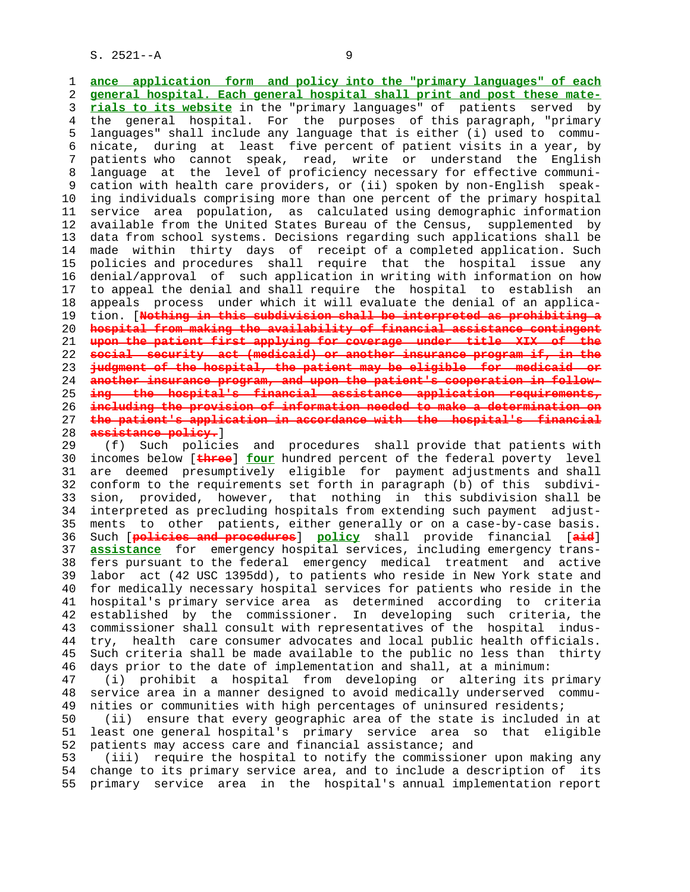**ance application form and policy into the "primary languages" of each general hospital. Each general hospital shall print and post these materials to its website** in the "primary languages" of patients served by the general hospital. For the purposes of this paragraph, "primary languages" shall include any language that is either (i) used to communicate, during at least five percent of patient visits in a year, by patients who cannot speak, read, write or understand the English language at the level of proficiency necessary for effective communication with health care providers, or (ii) spoken by non-English speaking individuals comprising more than one percent of the primary hospital service area population, as calculated using demographic information available from the United States Bureau of the Census, supplemented by data from school systems. Decisions regarding such applications shall be made within thirty days of receipt of a completed application. Such policies and procedures shall require that the hospital issue any denial/approval of such application in writing with information on how to appeal the denial and shall require the hospital to establish an appeals process under which it will evaluate the denial of an application. [~~Nothing in this subdivision shall be interpreted as prohibiting a hospital from making the availability of financial assistance contingent upon the patient first applying for coverage under title XIX of the social security act (medicaid) or another insurance program if, in the judgment of the hospital, the patient may be eligible for medicaid or another insurance program, and upon the patient's cooperation in following the hospital's financial assistance application requirements, including the provision of information needed to make a determination on the patient's application in accordance with the hospital's financial assistance policy.~~]

(f) Such policies and procedures shall provide that patients with incomes below [~~three~~] **four** hundred percent of the federal poverty level are deemed presumptively eligible for payment adjustments and shall conform to the requirements set forth in paragraph (b) of this subdivision, provided, however, that nothing in this subdivision shall be interpreted as precluding hospitals from extending such payment adjustments to other patients, either generally or on a case-by-case basis. Such [~~policies and procedures~~] **policy** shall provide financial [~~aid~~] **assistance** for emergency hospital services, including emergency transfers pursuant to the federal emergency medical treatment and active labor act (42 USC 1395dd), to patients who reside in New York state and for medically necessary hospital services for patients who reside in the hospital's primary service area as determined according to criteria established by the commissioner. In developing such criteria, the commissioner shall consult with representatives of the hospital industry, health care consumer advocates and local public health officials. Such criteria shall be made available to the public no less than thirty days prior to the date of implementation and shall, at a minimum:

(i) prohibit a hospital from developing or altering its primary service area in a manner designed to avoid medically underserved communities or communities with high percentages of uninsured residents;

(ii) ensure that every geographic area of the state is included in at least one general hospital's primary service area so that eligible patients may access care and financial assistance; and

(iii) require the hospital to notify the commissioner upon making any change to its primary service area, and to include a description of its primary service area in the hospital's annual implementation report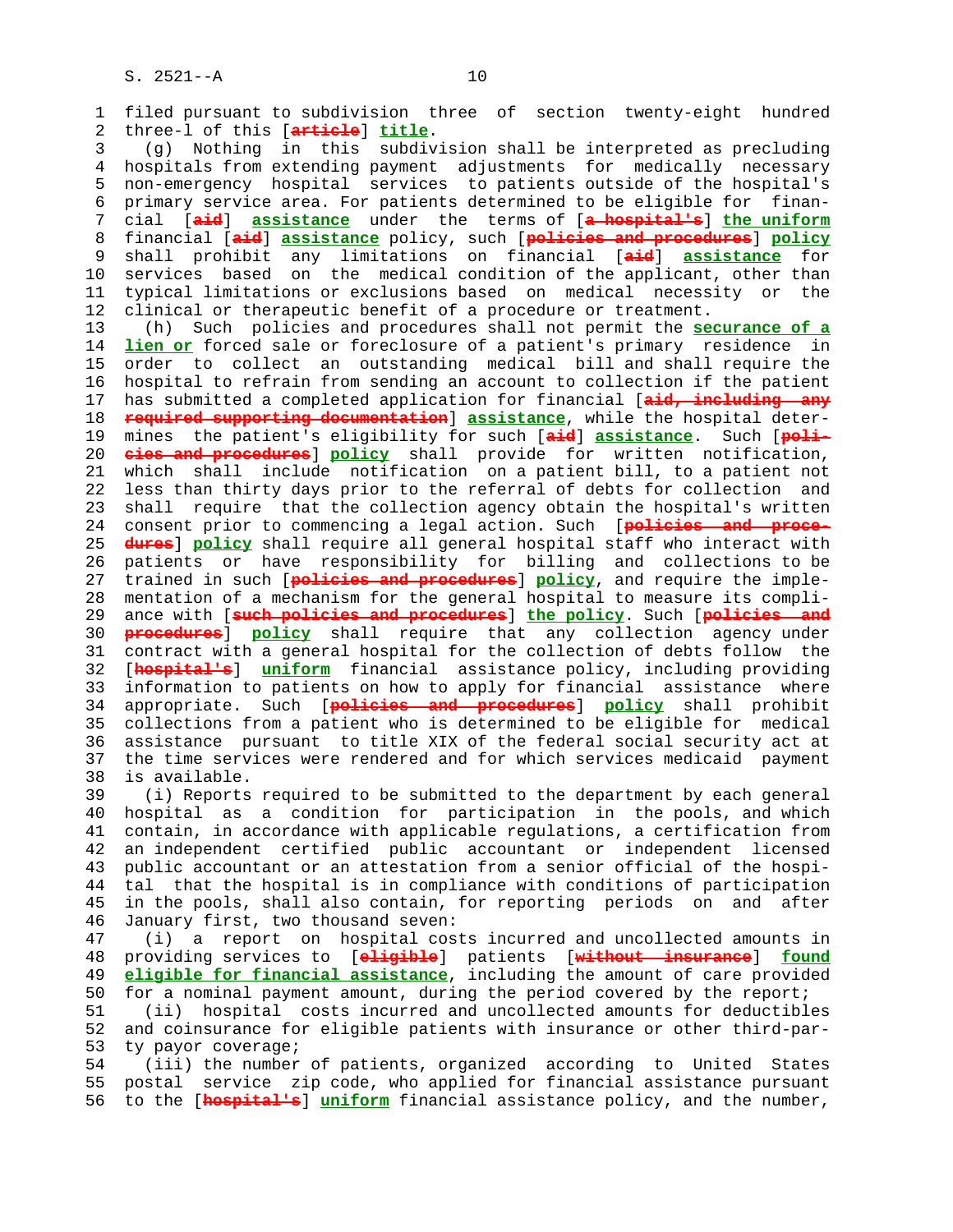filed pursuant to subdivision three of section twenty-eight hundred three-l of this [~~article~~] **title**.

(g) Nothing in this subdivision shall be interpreted as precluding hospitals from extending payment adjustments for medically necessary non-emergency hospital services to patients outside of the hospital's primary service area. For patients determined to be eligible for financial [~~aid~~] **assistance** under the terms of [~~a hospital's~~] **the uniform** financial [~~aid~~] **assistance** policy, such [~~policies and procedures~~] **policy** shall prohibit any limitations on financial [~~aid~~] **assistance** for services based on the medical condition of the applicant, other than typical limitations or exclusions based on medical necessity or the clinical or therapeutic benefit of a procedure or treatment.

(h) Such policies and procedures shall not permit the **securance of a lien or** forced sale or foreclosure of a patient's primary residence in order to collect an outstanding medical bill and shall require the hospital to refrain from sending an account to collection if the patient has submitted a completed application for financial [~~aid, including any required supporting documentation~~] **assistance**, while the hospital determines the patient's eligibility for such [~~aid~~] **assistance**. Such [~~policies and procedures~~] **policy** shall provide for written notification, which shall include notification on a patient bill, to a patient not less than thirty days prior to the referral of debts for collection and shall require that the collection agency obtain the hospital's written consent prior to commencing a legal action. Such [~~policies and procedures~~] **policy** shall require all general hospital staff who interact with patients or have responsibility for billing and collections to be trained in such [~~policies and procedures~~] **policy**, and require the implementation of a mechanism for the general hospital to measure its compliance with [~~such policies and procedures~~] **the policy**. Such [~~policies and procedures~~] **policy** shall require that any collection agency under contract with a general hospital for the collection of debts follow the [~~hospital's~~] **uniform** financial assistance policy, including providing information to patients on how to apply for financial assistance where appropriate. Such [~~policies and procedures~~] **policy** shall prohibit collections from a patient who is determined to be eligible for medical assistance pursuant to title XIX of the federal social security act at the time services were rendered and for which services medicaid payment is available.

(i) Reports required to be submitted to the department by each general hospital as a condition for participation in the pools, and which contain, in accordance with applicable regulations, a certification from an independent certified public accountant or independent licensed public accountant or an attestation from a senior official of the hospital that the hospital is in compliance with conditions of participation in the pools, shall also contain, for reporting periods on and after January first, two thousand seven:

(i) a report on hospital costs incurred and uncollected amounts in providing services to [~~eligible~~] patients [~~without insurance~~] **found eligible for financial assistance**, including the amount of care provided for a nominal payment amount, during the period covered by the report;

(ii) hospital costs incurred and uncollected amounts for deductibles and coinsurance for eligible patients with insurance or other third-party payor coverage;

(iii) the number of patients, organized according to United States postal service zip code, who applied for financial assistance pursuant to the [~~hospital's~~] **uniform** financial assistance policy, and the number,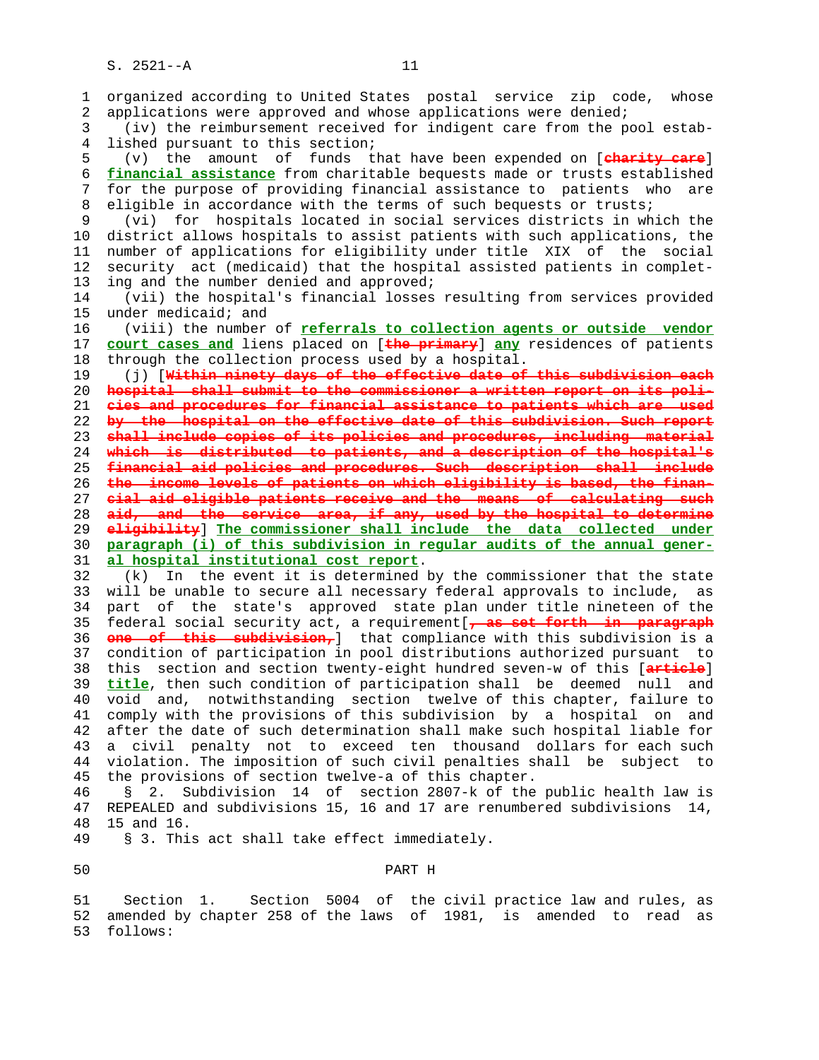organized according to United States postal service zip code, whose applications were approved and whose applications were denied;

(iv) the reimbursement received for indigent care from the pool established pursuant to this section;

(v) the amount of funds that have been expended on [~~charity care~~] **financial assistance** from charitable bequests made or trusts established for the purpose of providing financial assistance to patients who are eligible in accordance with the terms of such bequests or trusts;

(vi) for hospitals located in social services districts in which the district allows hospitals to assist patients with such applications, the number of applications for eligibility under title XIX of the social security act (medicaid) that the hospital assisted patients in completing and the number denied and approved;

(vii) the hospital's financial losses resulting from services provided under medicaid; and

(viii) the number of **referrals to collection agents or outside vendor court cases and** liens placed on [~~the primary~~] **any** residences of patients through the collection process used by a hospital.

(j) [~~Within ninety days of the effective date of this subdivision each hospital shall submit to the commissioner a written report on its policies and procedures for financial assistance to patients which are used by the hospital on the effective date of this subdivision. Such report shall include copies of its policies and procedures, including material which is distributed to patients, and a description of the hospital's financial aid policies and procedures. Such description shall include the income levels of patients on which eligibility is based, the financial aid eligible patients receive and the means of calculating such aid, and the service area, if any, used by the hospital to determine eligibility~~] **The commissioner shall include the data collected under paragraph (i) of this subdivision in regular audits of the annual general hospital institutional cost report**.

(k) In the event it is determined by the commissioner that the state will be unable to secure all necessary federal approvals to include, as part of the state's approved state plan under title nineteen of the federal social security act, a requirement[~~, as set forth in paragraph one of this subdivision,~~] that compliance with this subdivision is a condition of participation in pool distributions authorized pursuant to this section and section twenty-eight hundred seven-w of this [~~article~~] **title**, then such condition of participation shall be deemed null and void and, notwithstanding section twelve of this chapter, failure to comply with the provisions of this subdivision by a hospital on and after the date of such determination shall make such hospital liable for a civil penalty not to exceed ten thousand dollars for each such violation. The imposition of such civil penalties shall be subject to the provisions of section twelve-a of this chapter.

§ 2. Subdivision 14 of section 2807-k of the public health law is REPEALED and subdivisions 15, 16 and 17 are renumbered subdivisions 14, 15 and 16.

§ 3. This act shall take effect immediately.

## PART H

Section 1. Section 5004 of the civil practice law and rules, as amended by chapter 258 of the laws of 1981, is amended to read as follows: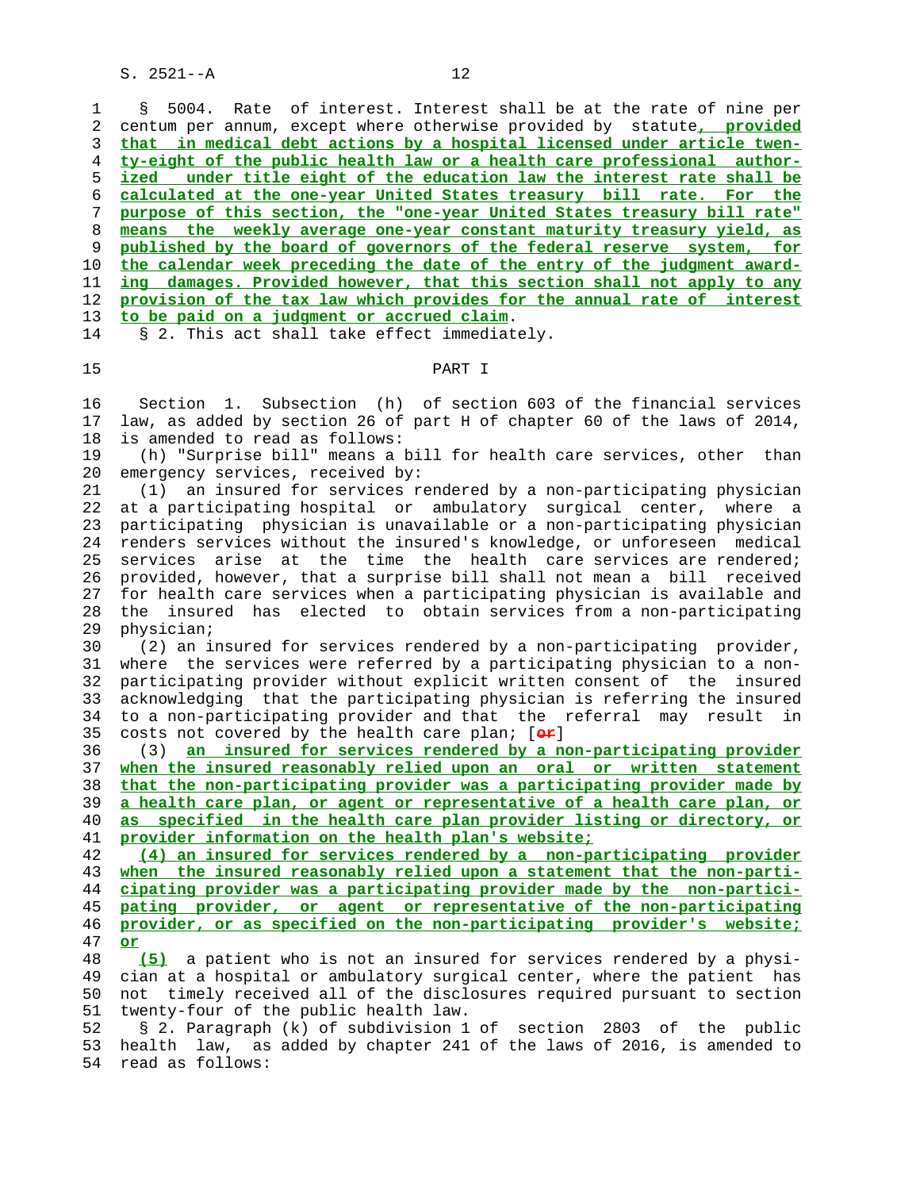§ 5004. Rate of interest. Interest shall be at the rate of nine per centum per annum, except where otherwise provided by statute, provided that in medical debt actions by a hospital licensed under article twenty-eight of the public health law or a health care professional authorized under title eight of the education law the interest rate shall be calculated at the one-year United States treasury bill rate. For the purpose of this section, the "one-year United States treasury bill rate" means the weekly average one-year constant maturity treasury yield, as published by the board of governors of the federal reserve system, for the calendar week preceding the date of the entry of the judgment awarding damages. Provided however, that this section shall not apply to any provision of the tax law which provides for the annual rate of interest to be paid on a judgment or accrued claim.

§ 2. This act shall take effect immediately.

## PART I

Section 1. Subsection (h) of section 603 of the financial services law, as added by section 26 of part H of chapter 60 of the laws of 2014, is amended to read as follows:

(h) "Surprise bill" means a bill for health care services, other than emergency services, received by:

(1) an insured for services rendered by a non-participating physician at a participating hospital or ambulatory surgical center, where a participating physician is unavailable or a non-participating physician renders services without the insured's knowledge, or unforeseen medical services arise at the time the health care services are rendered; provided, however, that a surprise bill shall not mean a bill received for health care services when a participating physician is available and the insured has elected to obtain services from a non-participating physician;

(2) an insured for services rendered by a non-participating provider, where the services were referred by a participating physician to a non-participating provider without explicit written consent of the insured acknowledging that the participating physician is referring the insured to a non-participating provider and that the referral may result in costs not covered by the health care plan; [or]

(3) an insured for services rendered by a non-participating provider when the insured reasonably relied upon an oral or written statement that the non-participating provider was a participating provider made by a health care plan, or agent or representative of a health care plan, or as specified in the health care plan provider listing or directory, or provider information on the health plan's website;

(4) an insured for services rendered by a non-participating provider when the insured reasonably relied upon a statement that the non-participating provider was a participating provider made by the non-participating provider, or agent or representative of the non-participating provider, or as specified on the non-participating provider's website; or

(5) a patient who is not an insured for services rendered by a physician at a hospital or ambulatory surgical center, where the patient has not timely received all of the disclosures required pursuant to section twenty-four of the public health law.

§ 2. Paragraph (k) of subdivision 1 of section 2803 of the public health law, as added by chapter 241 of the laws of 2016, is amended to read as follows: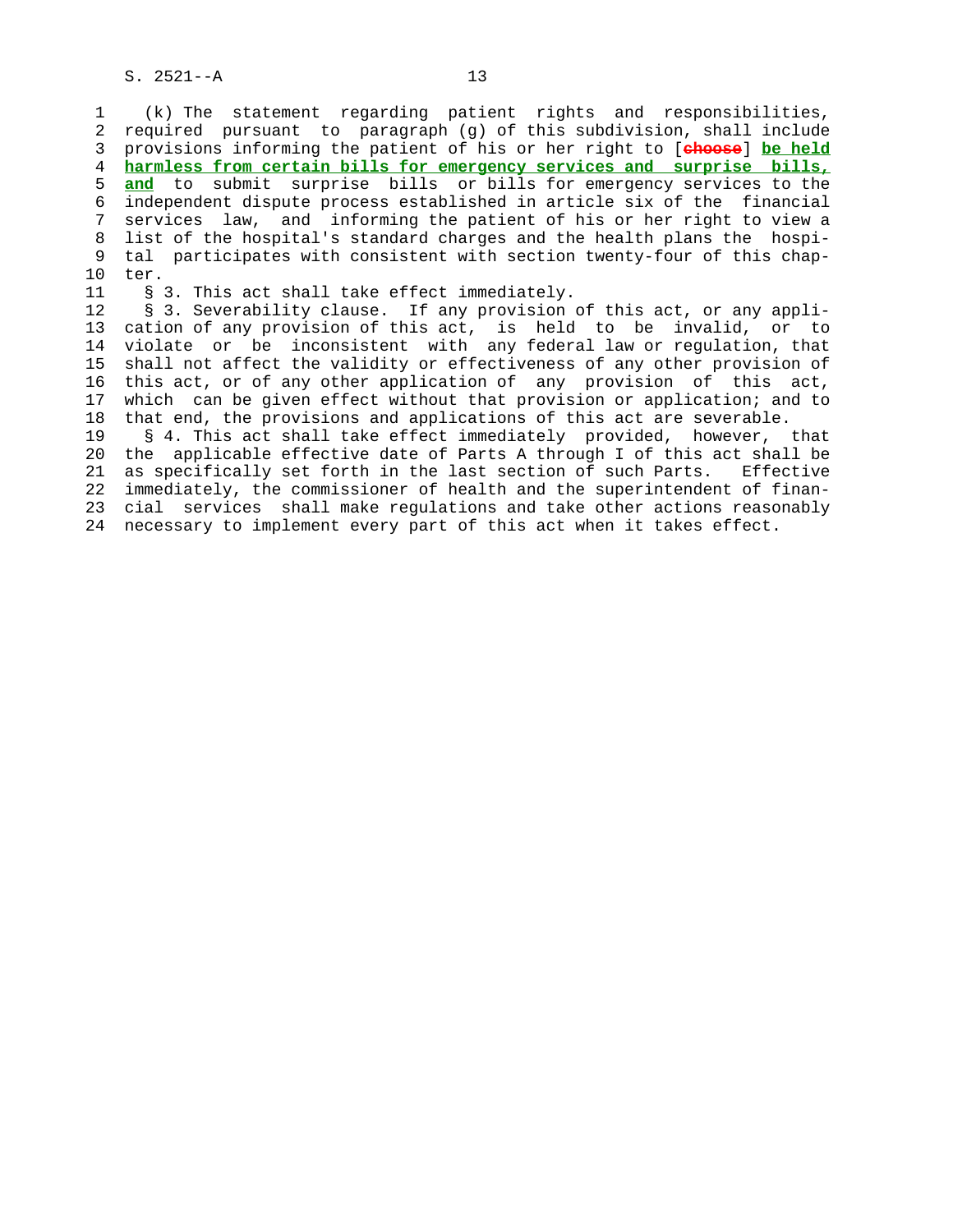(k) The statement regarding patient rights and responsibilities, required pursuant to paragraph (g) of this subdivision, shall include provisions informing the patient of his or her right to [~~choose~~] **be held harmless from certain bills for emergency services and surprise bills, and** to submit surprise bills or bills for emergency services to the independent dispute process established in article six of the financial services law, and informing the patient of his or her right to view a list of the hospital's standard charges and the health plans the hospital participates with consistent with section twenty-four of this chapter.

§ 3. This act shall take effect immediately.

§ 3. Severability clause. If any provision of this act, or any application of any provision of this act, is held to be invalid, or to violate or be inconsistent with any federal law or regulation, that shall not affect the validity or effectiveness of any other provision of this act, or of any other application of any provision of this act, which can be given effect without that provision or application; and to that end, the provisions and applications of this act are severable.

§ 4. This act shall take effect immediately provided, however, that the applicable effective date of Parts A through I of this act shall be as specifically set forth in the last section of such Parts. Effective immediately, the commissioner of health and the superintendent of financial services shall make regulations and take other actions reasonably necessary to implement every part of this act when it takes effect.